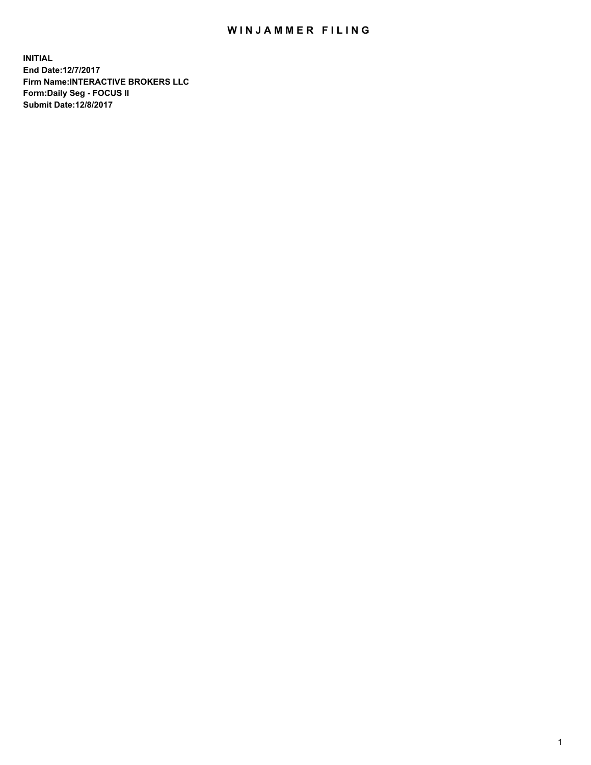# WINJAMMER FILING

**INITIAL**
**End Date:12/7/2017**
**Firm Name:INTERACTIVE BROKERS LLC**
**Form:Daily Seg - FOCUS II**
**Submit Date:12/8/2017**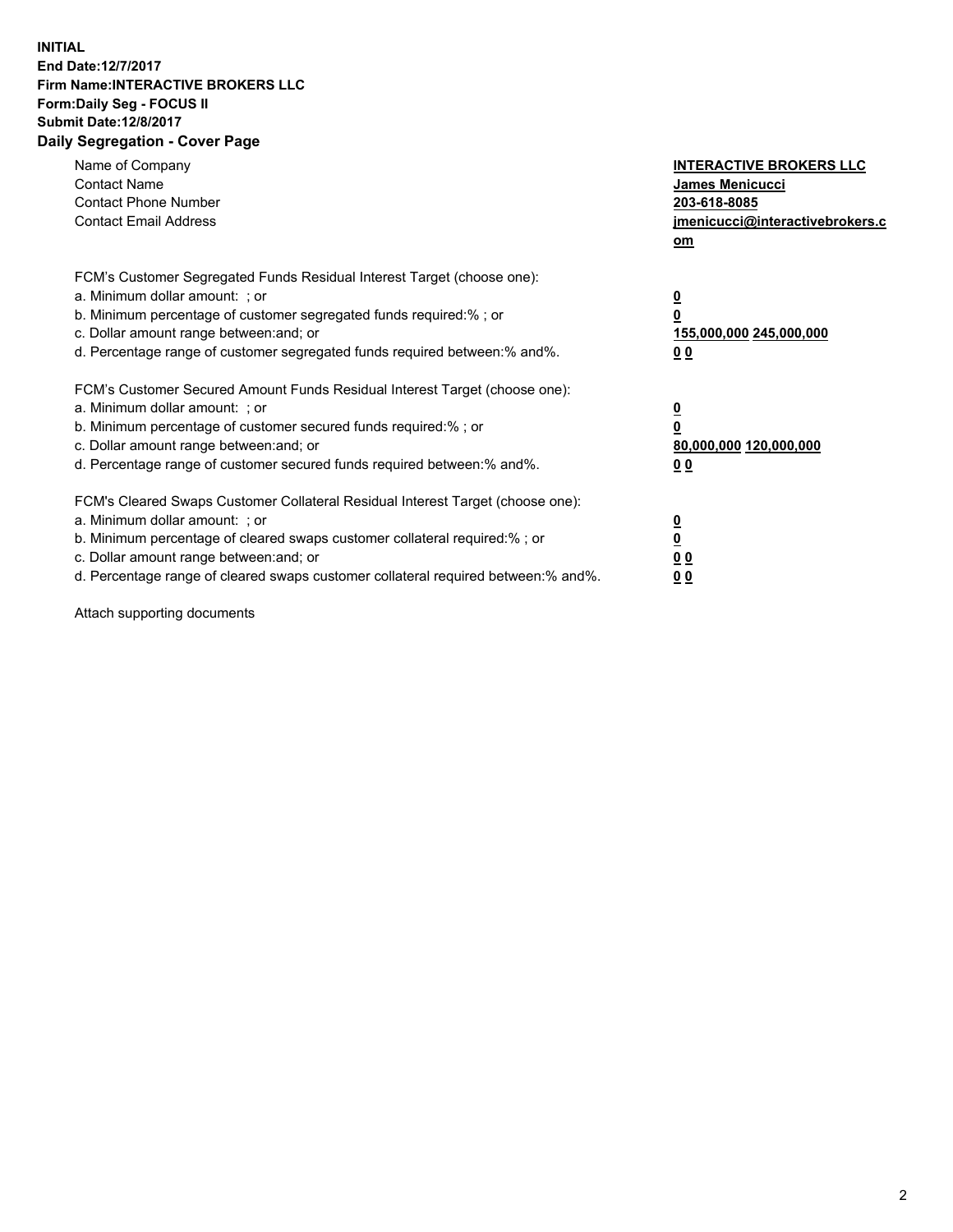**INITIAL**
**End Date:12/7/2017**
**Firm Name:INTERACTIVE BROKERS LLC**
**Form:Daily Seg - FOCUS II**
**Submit Date:12/8/2017**
**Daily Segregation - Cover Page**

| | |
|---|---|
| Name of Company | **INTERACTIVE BROKERS LLC** |
| Contact Name | **James Menicucci** |
| Contact Phone Number | **203-618-8085** |
| Contact Email Address | **jmenicucci@interactivebrokers.com** |

FCM's Customer Segregated Funds Residual Interest Target (choose one):

| | |
|---|---|
| a. Minimum dollar amount: ; or | **0** |
| b. Minimum percentage of customer segregated funds required:% ; or | **0** |
| c. Dollar amount range between:and; or | **155,000,000 245,000,000** |
| d. Percentage range of customer segregated funds required between:% and%. | **0 0** |

FCM's Customer Secured Amount Funds Residual Interest Target (choose one):

| | |
|---|---|
| a. Minimum dollar amount: ; or | **0** |
| b. Minimum percentage of customer secured funds required:% ; or | **0** |
| c. Dollar amount range between:and; or | **80,000,000 120,000,000** |
| d. Percentage range of customer secured funds required between:% and%. | **0 0** |

FCM's Cleared Swaps Customer Collateral Residual Interest Target (choose one):

| | |
|---|---|
| a. Minimum dollar amount: ; or | **0** |
| b. Minimum percentage of cleared swaps customer collateral required:% ; or | **0** |
| c. Dollar amount range between:and; or | **0 0** |
| d. Percentage range of cleared swaps customer collateral required between:% and%. | **0 0** |

Attach supporting documents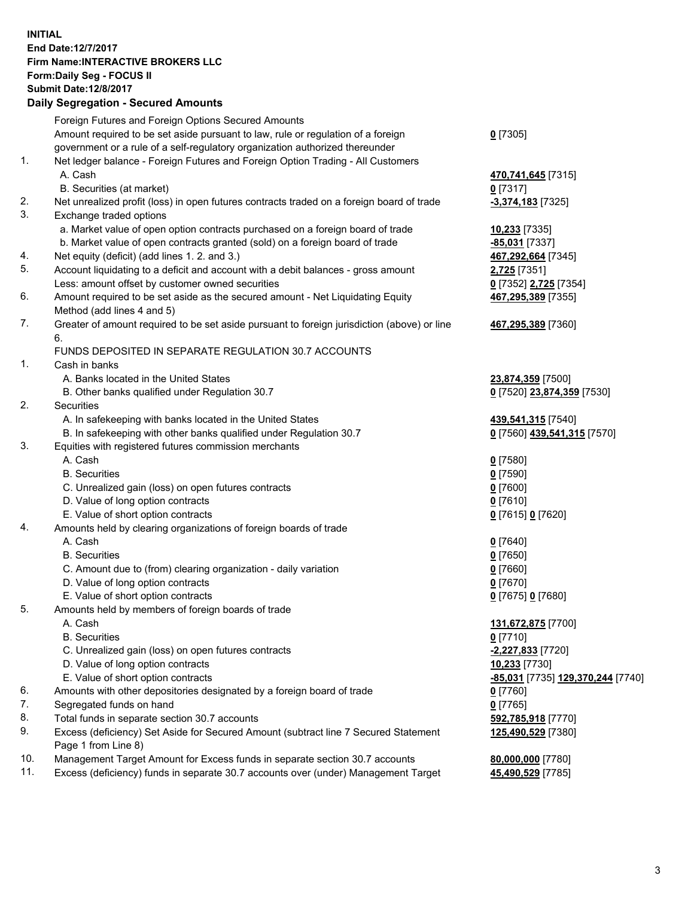**INITIAL**
**End Date:12/7/2017**
**Firm Name:INTERACTIVE BROKERS LLC**
**Form:Daily Seg - FOCUS II**
**Submit Date:12/8/2017**

## Daily Segregation - Secured Amounts

| | | |
|---|---|---|
| | Foreign Futures and Foreign Options Secured Amounts | |
| | Amount required to be set aside pursuant to law, rule or regulation of a foreign government or a rule of a self-regulatory organization authorized thereunder | **0** [7305] |
| 1. | Net ledger balance - Foreign Futures and Foreign Option Trading - All Customers | |
| | A. Cash | **470,741,645** [7315] |
| | B. Securities (at market) | **0** [7317] |
| 2. | Net unrealized profit (loss) in open futures contracts traded on a foreign board of trade | **-3,374,183** [7325] |
| 3. | Exchange traded options | |
| | a. Market value of open option contracts purchased on a foreign board of trade | **10,233** [7335] |
| | b. Market value of open contracts granted (sold) on a foreign board of trade | **-85,031** [7337] |
| 4. | Net equity (deficit) (add lines 1. 2. and 3.) | **467,292,664** [7345] |
| 5. | Account liquidating to a deficit and account with a debit balances - gross amount | **2,725** [7351] |
| | Less: amount offset by customer owned securities | **0** [7352] **2,725** [7354] |
| 6. | Amount required to be set aside as the secured amount - Net Liquidating Equity Method (add lines 4 and 5) | **467,295,389** [7355] |
| 7. | Greater of amount required to be set aside pursuant to foreign jurisdiction (above) or line 6. | **467,295,389** [7360] |
| | FUNDS DEPOSITED IN SEPARATE REGULATION 30.7 ACCOUNTS | |
| 1. | Cash in banks | |
| | A. Banks located in the United States | **23,874,359** [7500] |
| | B. Other banks qualified under Regulation 30.7 | **0** [7520] **23,874,359** [7530] |
| 2. | Securities | |
| | A. In safekeeping with banks located in the United States | **439,541,315** [7540] |
| | B. In safekeeping with other banks qualified under Regulation 30.7 | **0** [7560] **439,541,315** [7570] |
| 3. | Equities with registered futures commission merchants | |
| | A. Cash | **0** [7580] |
| | B. Securities | **0** [7590] |
| | C. Unrealized gain (loss) on open futures contracts | **0** [7600] |
| | D. Value of long option contracts | **0** [7610] |
| | E. Value of short option contracts | **0** [7615] **0** [7620] |
| 4. | Amounts held by clearing organizations of foreign boards of trade | |
| | A. Cash | **0** [7640] |
| | B. Securities | **0** [7650] |
| | C. Amount due to (from) clearing organization - daily variation | **0** [7660] |
| | D. Value of long option contracts | **0** [7670] |
| | E. Value of short option contracts | **0** [7675] **0** [7680] |
| 5. | Amounts held by members of foreign boards of trade | |
| | A. Cash | **131,672,875** [7700] |
| | B. Securities | **0** [7710] |
| | C. Unrealized gain (loss) on open futures contracts | **-2,227,833** [7720] |
| | D. Value of long option contracts | **10,233** [7730] |
| | E. Value of short option contracts | **-85,031** [7735] **129,370,244** [7740] |
| 6. | Amounts with other depositories designated by a foreign board of trade | **0** [7760] |
| 7. | Segregated funds on hand | **0** [7765] |
| 8. | Total funds in separate section 30.7 accounts | **592,785,918** [7770] |
| 9. | Excess (deficiency) Set Aside for Secured Amount (subtract line 7 Secured Statement Page 1 from Line 8) | **125,490,529** [7380] |
| 10. | Management Target Amount for Excess funds in separate section 30.7 accounts | **80,000,000** [7780] |
| 11. | Excess (deficiency) funds in separate 30.7 accounts over (under) Management Target | **45,490,529** [7785] |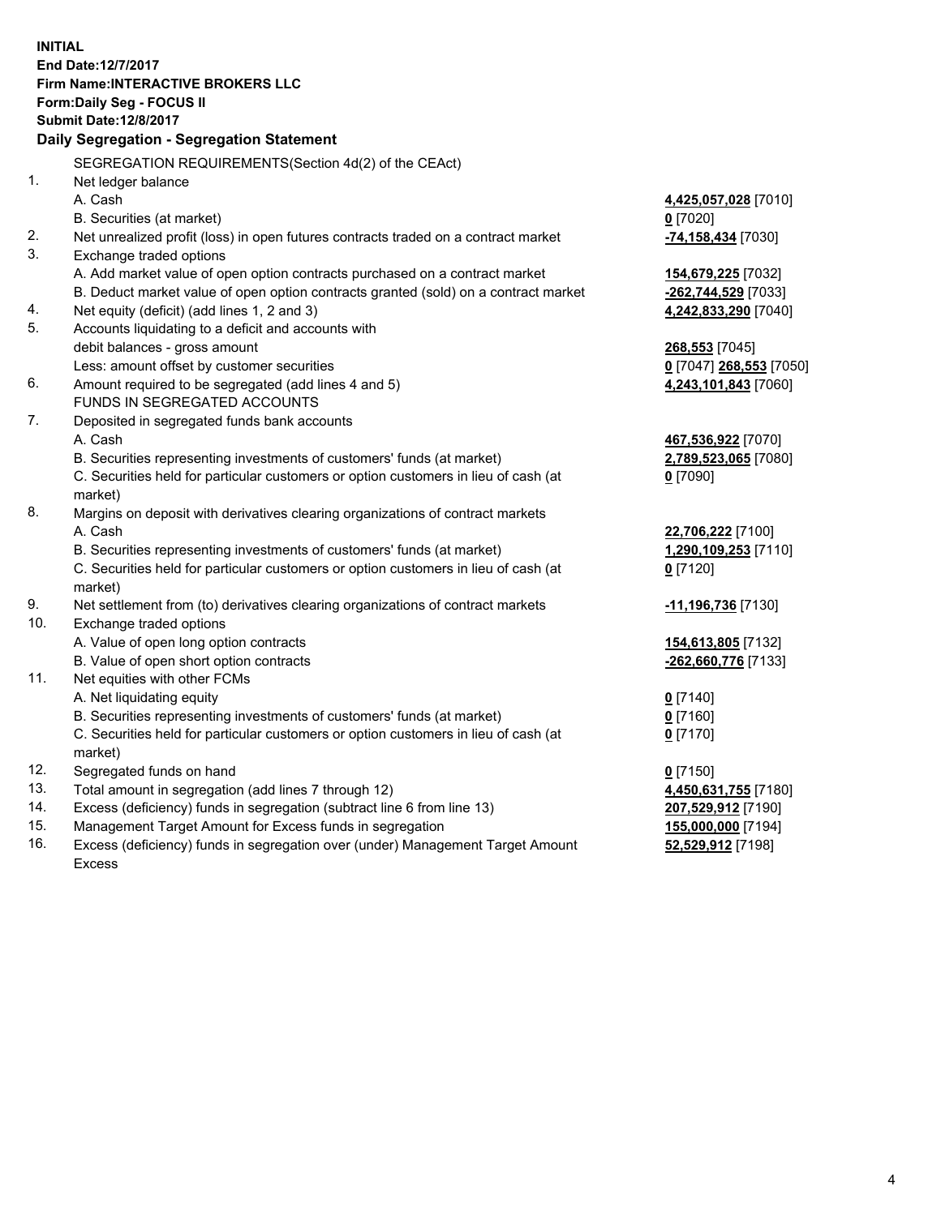**INITIAL**
**End Date:12/7/2017**
**Firm Name:INTERACTIVE BROKERS LLC**
**Form:Daily Seg - FOCUS II**
**Submit Date:12/8/2017**

## Daily Segregation - Segregation Statement

SEGREGATION REQUIREMENTS(Section 4d(2) of the CEAct)

| | | |
|---|---|---|
| 1. | Net ledger balance | |
| | A. Cash | **4,425,057,028** [7010] |
| | B. Securities (at market) | **0** [7020] |
| 2. | Net unrealized profit (loss) in open futures contracts traded on a contract market | **-74,158,434** [7030] |
| 3. | Exchange traded options | |
| | A. Add market value of open option contracts purchased on a contract market | **154,679,225** [7032] |
| | B. Deduct market value of open option contracts granted (sold) on a contract market | **-262,744,529** [7033] |
| 4. | Net equity (deficit) (add lines 1, 2 and 3) | **4,242,833,290** [7040] |
| 5. | Accounts liquidating to a deficit and accounts with | |
| | debit balances - gross amount | **268,553** [7045] |
| | Less: amount offset by customer securities | **0** [7047] **268,553** [7050] |
| 6. | Amount required to be segregated (add lines 4 and 5) | **4,243,101,843** [7060] |
| | FUNDS IN SEGREGATED ACCOUNTS | |
| 7. | Deposited in segregated funds bank accounts | |
| | A. Cash | **467,536,922** [7070] |
| | B. Securities representing investments of customers' funds (at market) | **2,789,523,065** [7080] |
| | C. Securities held for particular customers or option customers in lieu of cash (at market) | **0** [7090] |
| 8. | Margins on deposit with derivatives clearing organizations of contract markets | |
| | A. Cash | **22,706,222** [7100] |
| | B. Securities representing investments of customers' funds (at market) | **1,290,109,253** [7110] |
| | C. Securities held for particular customers or option customers in lieu of cash (at market) | **0** [7120] |
| 9. | Net settlement from (to) derivatives clearing organizations of contract markets | **-11,196,736** [7130] |
| 10. | Exchange traded options | |
| | A. Value of open long option contracts | **154,613,805** [7132] |
| | B. Value of open short option contracts | **-262,660,776** [7133] |
| 11. | Net equities with other FCMs | |
| | A. Net liquidating equity | **0** [7140] |
| | B. Securities representing investments of customers' funds (at market) | **0** [7160] |
| | C. Securities held for particular customers or option customers in lieu of cash (at market) | **0** [7170] |
| 12. | Segregated funds on hand | **0** [7150] |
| 13. | Total amount in segregation (add lines 7 through 12) | **4,450,631,755** [7180] |
| 14. | Excess (deficiency) funds in segregation (subtract line 6 from line 13) | **207,529,912** [7190] |
| 15. | Management Target Amount for Excess funds in segregation | **155,000,000** [7194] |
| 16. | Excess (deficiency) funds in segregation over (under) Management Target Amount Excess | **52,529,912** [7198] |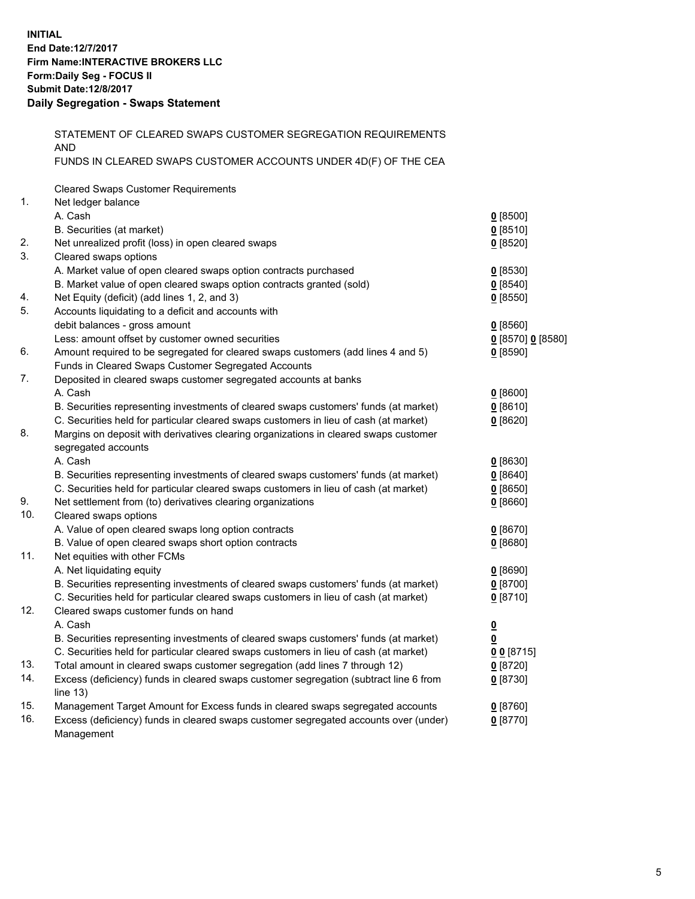**INITIAL**
**End Date:12/7/2017**
**Firm Name:INTERACTIVE BROKERS LLC**
**Form:Daily Seg - FOCUS II**
**Submit Date:12/8/2017**
**Daily Segregation - Swaps Statement**

STATEMENT OF CLEARED SWAPS CUSTOMER SEGREGATION REQUIREMENTS AND FUNDS IN CLEARED SWAPS CUSTOMER ACCOUNTS UNDER 4D(F) OF THE CEA

| | | |
|---|---|---|
| | Cleared Swaps Customer Requirements | |
| 1. | Net ledger balance | |
| | A. Cash | 0 [8500] |
| | B. Securities (at market) | 0 [8510] |
| 2. | Net unrealized profit (loss) in open cleared swaps | 0 [8520] |
| 3. | Cleared swaps options | |
| | A. Market value of open cleared swaps option contracts purchased | 0 [8530] |
| | B. Market value of open cleared swaps option contracts granted (sold) | 0 [8540] |
| 4. | Net Equity (deficit) (add lines 1, 2, and 3) | 0 [8550] |
| 5. | Accounts liquidating to a deficit and accounts with debit balances - gross amount | 0 [8560] |
| | Less: amount offset by customer owned securities | 0 [8570] 0 [8580] |
| 6. | Amount required to be segregated for cleared swaps customers (add lines 4 and 5) | 0 [8590] |
| | Funds in Cleared Swaps Customer Segregated Accounts | |
| 7. | Deposited in cleared swaps customer segregated accounts at banks | |
| | A. Cash | 0 [8600] |
| | B. Securities representing investments of cleared swaps customers' funds (at market) | 0 [8610] |
| | C. Securities held for particular cleared swaps customers in lieu of cash (at market) | 0 [8620] |
| 8. | Margins on deposit with derivatives clearing organizations in cleared swaps customer segregated accounts | |
| | A. Cash | 0 [8630] |
| | B. Securities representing investments of cleared swaps customers' funds (at market) | 0 [8640] |
| | C. Securities held for particular cleared swaps customers in lieu of cash (at market) | 0 [8650] |
| 9. | Net settlement from (to) derivatives clearing organizations | 0 [8660] |
| 10. | Cleared swaps options | |
| | A. Value of open cleared swaps long option contracts | 0 [8670] |
| | B. Value of open cleared swaps short option contracts | 0 [8680] |
| 11. | Net equities with other FCMs | |
| | A. Net liquidating equity | 0 [8690] |
| | B. Securities representing investments of cleared swaps customers' funds (at market) | 0 [8700] |
| | C. Securities held for particular cleared swaps customers in lieu of cash (at market) | 0 [8710] |
| 12. | Cleared swaps customer funds on hand | |
| | A. Cash | 0 |
| | B. Securities representing investments of cleared swaps customers' funds (at market) | 0 |
| | C. Securities held for particular cleared swaps customers in lieu of cash (at market) | 0 0 [8715] |
| 13. | Total amount in cleared swaps customer segregation (add lines 7 through 12) | 0 [8720] |
| 14. | Excess (deficiency) funds in cleared swaps customer segregation (subtract line 6 from line 13) | 0 [8730] |
| 15. | Management Target Amount for Excess funds in cleared swaps segregated accounts | 0 [8760] |
| 16. | Excess (deficiency) funds in cleared swaps customer segregated accounts over (under) Management | 0 [8770] |